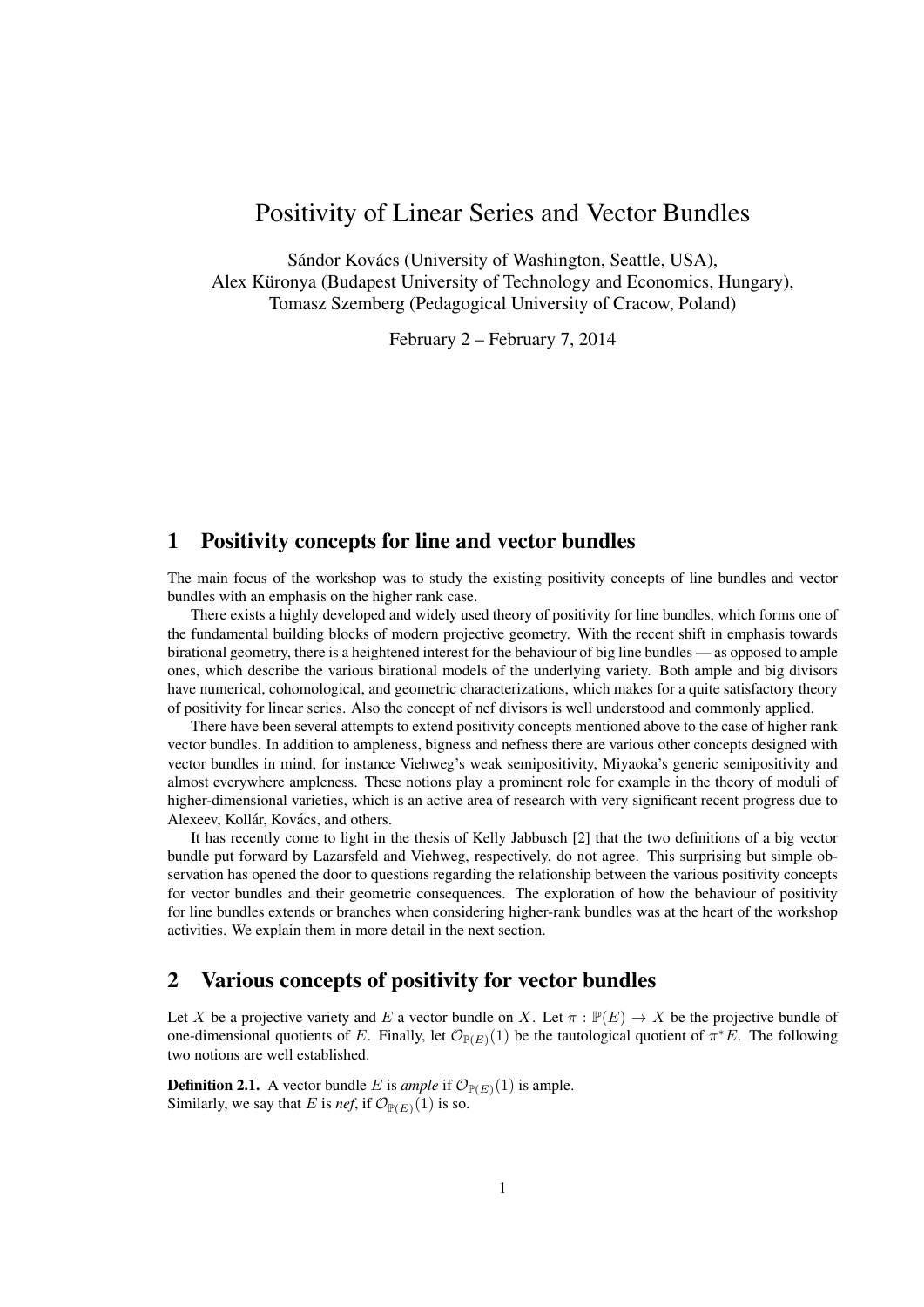# Positivity of Linear Series and Vector Bundles

Sándor Kovács (University of Washington, Seattle, USA),
Alex Küronya (Budapest University of Technology and Economics, Hungary),
Tomasz Szemberg (Pedagogical University of Cracow, Poland)

February 2 – February 7, 2014

## 1 Positivity concepts for line and vector bundles

The main focus of the workshop was to study the existing positivity concepts of line bundles and vector bundles with an emphasis on the higher rank case.

There exists a highly developed and widely used theory of positivity for line bundles, which forms one of the fundamental building blocks of modern projective geometry. With the recent shift in emphasis towards birational geometry, there is a heightened interest for the behaviour of big line bundles — as opposed to ample ones, which describe the various birational models of the underlying variety. Both ample and big divisors have numerical, cohomological, and geometric characterizations, which makes for a quite satisfactory theory of positivity for linear series. Also the concept of nef divisors is well understood and commonly applied.

There have been several attempts to extend positivity concepts mentioned above to the case of higher rank vector bundles. In addition to ampleness, bigness and nefness there are various other concepts designed with vector bundles in mind, for instance Viehweg's weak semipositivity, Miyaoka's generic semipositivity and almost everywhere ampleness. These notions play a prominent role for example in the theory of moduli of higher-dimensional varieties, which is an active area of research with very significant recent progress due to Alexeev, Kollár, Kovács, and others.

It has recently come to light in the thesis of Kelly Jabbusch [2] that the two definitions of a big vector bundle put forward by Lazarsfeld and Viehweg, respectively, do not agree. This surprising but simple observation has opened the door to questions regarding the relationship between the various positivity concepts for vector bundles and their geometric consequences. The exploration of how the behaviour of positivity for line bundles extends or branches when considering higher-rank bundles was at the heart of the workshop activities. We explain them in more detail in the next section.

## 2 Various concepts of positivity for vector bundles

Let $X$ be a projective variety and $E$ a vector bundle on $X$. Let $\pi : \mathbb{P}(E) \to X$ be the projective bundle of one-dimensional quotients of $E$. Finally, let $\mathcal{O}_{\mathbb{P}(E)}(1)$ be the tautological quotient of $\pi^*E$. The following two notions are well established.

**Definition 2.1.** A vector bundle $E$ is *ample* if $\mathcal{O}_{\mathbb{P}(E)}(1)$ is ample.
Similarly, we say that $E$ is *nef*, if $\mathcal{O}_{\mathbb{P}(E)}(1)$ is so.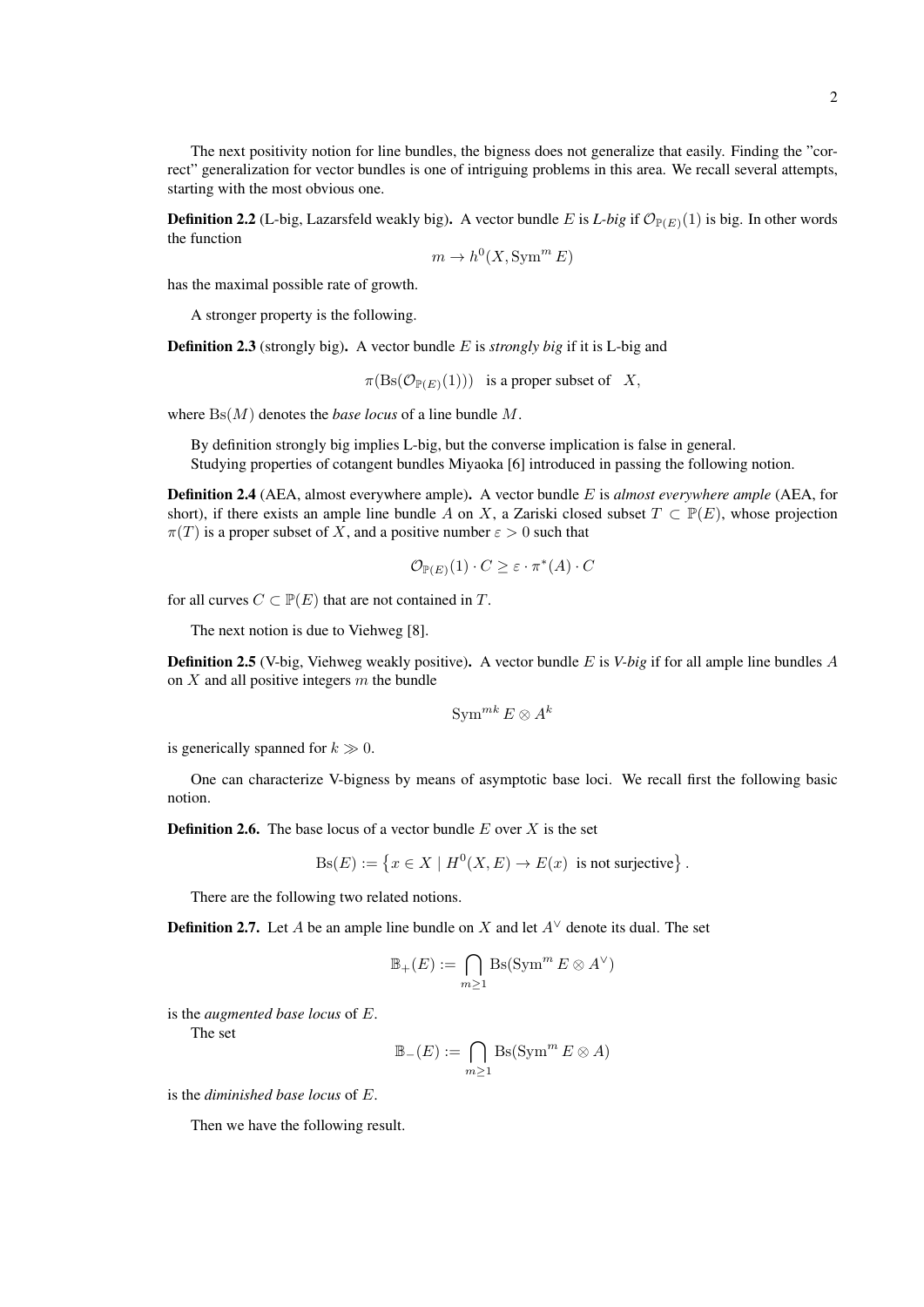The next positivity notion for line bundles, the bigness does not generalize that easily. Finding the "correct" generalization for vector bundles is one of intriguing problems in this area. We recall several attempts, starting with the most obvious one.

**Definition 2.2** (L-big, Lazarsfeld weakly big)**.** A vector bundle $E$ is *L-big* if $\mathcal{O}_{\mathbb{P}(E)}(1)$ is big. In other words the function

$$m \to h^0(X, \operatorname{Sym}^m E)$$

has the maximal possible rate of growth.

A stronger property is the following.

**Definition 2.3** (strongly big)**.** A vector bundle $E$ is *strongly big* if it is L-big and

$$\pi(\operatorname{Bs}(\mathcal{O}_{\mathbb{P}(E)}(1))) \quad \text{is a proper subset of} \quad X,$$

where $\operatorname{Bs}(M)$ denotes the *base locus* of a line bundle $M$.

By definition strongly big implies L-big, but the converse implication is false in general.

Studying properties of cotangent bundles Miyaoka [6] introduced in passing the following notion.

**Definition 2.4** (AEA, almost everywhere ample)**.** A vector bundle $E$ is *almost everywhere ample* (AEA, for short), if there exists an ample line bundle $A$ on $X$, a Zariski closed subset $T \subset \mathbb{P}(E)$, whose projection $\pi(T)$ is a proper subset of $X$, and a positive number $\varepsilon > 0$ such that

$$\mathcal{O}_{\mathbb{P}(E)}(1) \cdot C \geq \varepsilon \cdot \pi^*(A) \cdot C$$

for all curves $C \subset \mathbb{P}(E)$ that are not contained in $T$.

The next notion is due to Viehweg [8].

**Definition 2.5** (V-big, Viehweg weakly positive)**.** A vector bundle $E$ is *V-big* if for all ample line bundles $A$ on $X$ and all positive integers $m$ the bundle

$$\operatorname{Sym}^{mk} E \otimes A^k$$

is generically spanned for $k \gg 0$.

One can characterize V-bigness by means of asymptotic base loci. We recall first the following basic notion.

**Definition 2.6.** The base locus of a vector bundle $E$ over $X$ is the set

$$\operatorname{Bs}(E) := \left\{ x \in X \mid H^0(X, E) \to E(x) \text{ is not surjective} \right\}.$$

There are the following two related notions.

**Definition 2.7.** Let $A$ be an ample line bundle on $X$ and let $A^\vee$ denote its dual. The set

$$\mathbb{B}_+(E) := \bigcap_{m \geq 1} \operatorname{Bs}(\operatorname{Sym}^m E \otimes A^\vee)$$

is the *augmented base locus* of $E$.

The set

$$\mathbb{B}_-(E) := \bigcap_{m \geq 1} \operatorname{Bs}(\operatorname{Sym}^m E \otimes A)$$

is the *diminished base locus* of $E$.

Then we have the following result.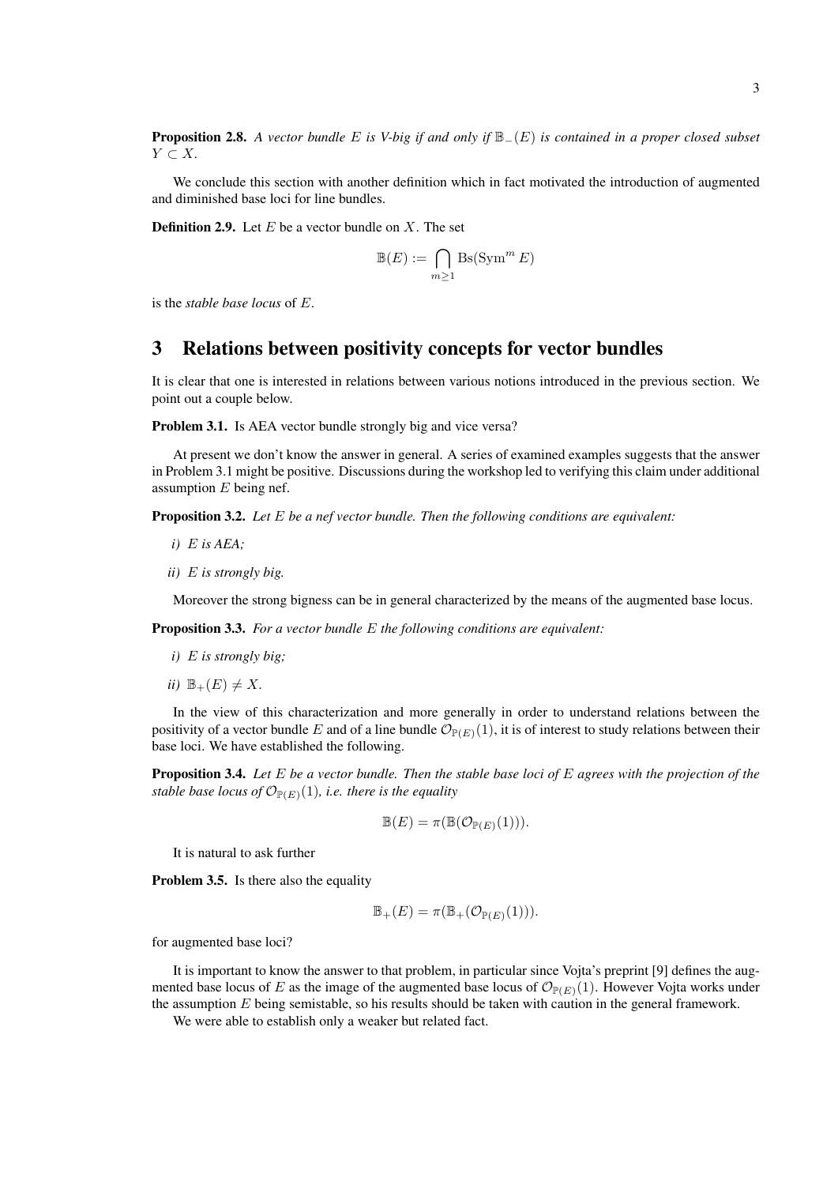**Proposition 2.8.** *A vector bundle $E$ is V-big if and only if $\mathbb{B}_-(E)$ is contained in a proper closed subset $Y \subset X$.*

We conclude this section with another definition which in fact motivated the introduction of augmented and diminished base loci for line bundles.

**Definition 2.9.** Let $E$ be a vector bundle on $X$. The set

$$\mathbb{B}(E) := \bigcap_{m \geq 1} \mathrm{Bs}(\mathrm{Sym}^m E)$$

is the *stable base locus* of $E$.

# 3 Relations between positivity concepts for vector bundles

It is clear that one is interested in relations between various notions introduced in the previous section. We point out a couple below.

**Problem 3.1.** Is AEA vector bundle strongly big and vice versa?

At present we don't know the answer in general. A series of examined examples suggests that the answer in Problem 3.1 might be positive. Discussions during the workshop led to verifying this claim under additional assumption $E$ being nef.

**Proposition 3.2.** *Let $E$ be a nef vector bundle. Then the following conditions are equivalent:*

*i) $E$ is AEA;*

*ii) $E$ is strongly big.*

Moreover the strong bigness can be in general characterized by the means of the augmented base locus.

**Proposition 3.3.** *For a vector bundle $E$ the following conditions are equivalent:*

*i) $E$ is strongly big;*

*ii) $\mathbb{B}_+(E) \neq X$.*

In the view of this characterization and more generally in order to understand relations between the positivity of a vector bundle $E$ and of a line bundle $\mathcal{O}_{\mathbb{P}(E)}(1)$, it is of interest to study relations between their base loci. We have established the following.

**Proposition 3.4.** *Let $E$ be a vector bundle. Then the stable base loci of $E$ agrees with the projection of the stable base locus of $\mathcal{O}_{\mathbb{P}(E)}(1)$, i.e. there is the equality*

$$\mathbb{B}(E) = \pi(\mathbb{B}(\mathcal{O}_{\mathbb{P}(E)}(1))).$$

It is natural to ask further

**Problem 3.5.** Is there also the equality

$$\mathbb{B}_+(E) = \pi(\mathbb{B}_+(\mathcal{O}_{\mathbb{P}(E)}(1))).$$

for augmented base loci?

It is important to know the answer to that problem, in particular since Vojta's preprint [9] defines the augmented base locus of $E$ as the image of the augmented base locus of $\mathcal{O}_{\mathbb{P}(E)}(1)$. However Vojta works under the assumption $E$ being semistable, so his results should be taken with caution in the general framework.

We were able to establish only a weaker but related fact.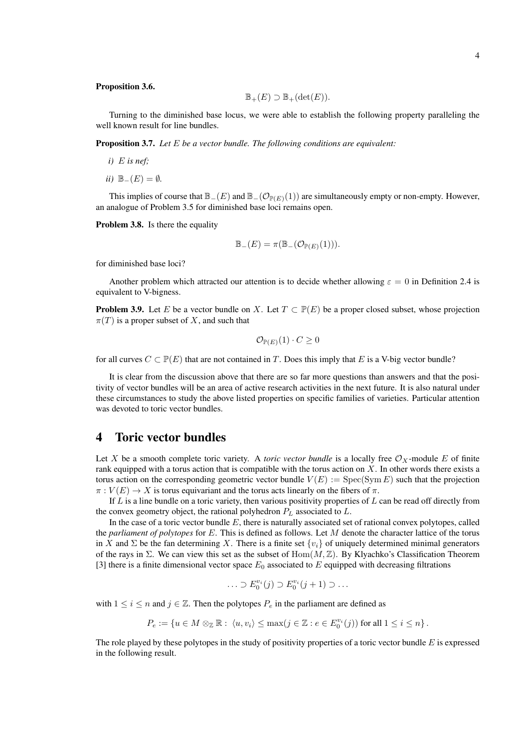**Proposition 3.6.**

$$\mathbb{B}_+(E) \supset \mathbb{B}_+(\det(E)).$$

Turning to the diminished base locus, we were able to establish the following property paralleling the well known result for line bundles.

**Proposition 3.7.** *Let $E$ be a vector bundle. The following conditions are equivalent:*

*i) $E$ is nef;*

*ii) $\mathbb{B}_-(E) = \emptyset$.*

This implies of course that $\mathbb{B}_-(E)$ and $\mathbb{B}_-(\mathcal{O}_{\mathbb{P}(E)}(1))$ are simultaneously empty or non-empty. However, an analogue of Problem 3.5 for diminished base loci remains open.

**Problem 3.8.** Is there the equality

$$\mathbb{B}_-(E) = \pi(\mathbb{B}_-(\mathcal{O}_{\mathbb{P}(E)}(1))).$$

for diminished base loci?

Another problem which attracted our attention is to decide whether allowing $\varepsilon = 0$ in Definition 2.4 is equivalent to V-bigness.

**Problem 3.9.** Let $E$ be a vector bundle on $X$. Let $T \subset \mathbb{P}(E)$ be a proper closed subset, whose projection $\pi(T)$ is a proper subset of $X$, and such that

$$\mathcal{O}_{\mathbb{P}(E)}(1) \cdot C \geq 0$$

for all curves $C \subset \mathbb{P}(E)$ that are not contained in $T$. Does this imply that $E$ is a V-big vector bundle?

It is clear from the discussion above that there are so far more questions than answers and that the positivity of vector bundles will be an area of active research activities in the next future. It is also natural under these circumstances to study the above listed properties on specific families of varieties. Particular attention was devoted to toric vector bundles.

# 4 Toric vector bundles

Let $X$ be a smooth complete toric variety. A *toric vector bundle* is a locally free $\mathcal{O}_X$-module $E$ of finite rank equipped with a torus action that is compatible with the torus action on $X$. In other words there exists a torus action on the corresponding geometric vector bundle $V(E) := \operatorname{Spec}(\operatorname{Sym} E)$ such that the projection $\pi : V(E) \to X$ is torus equivariant and the torus acts linearly on the fibers of $\pi$.

If $L$ is a line bundle on a toric variety, then various positivity properties of $L$ can be read off directly from the convex geometry object, the rational polyhedron $P_L$ associated to $L$.

In the case of a toric vector bundle $E$, there is naturally associated set of rational convex polytopes, called the *parliament of polytopes* for $E$. This is defined as follows. Let $M$ denote the character lattice of the torus in $X$ and $\Sigma$ be the fan determining $X$. There is a finite set $\{v_i\}$ of uniquely determined minimal generators of the rays in $\Sigma$. We can view this set as the subset of $\operatorname{Hom}(M, \mathbb{Z})$. By Klyachko's Classification Theorem [3] there is a finite dimensional vector space $E_0$ associated to $E$ equipped with decreasing filtrations

$$\ldots \supset E_0^{v_i}(j) \supset E_0^{v_i}(j+1) \supset \ldots$$

with $1 \leq i \leq n$ and $j \in \mathbb{Z}$. Then the polytopes $P_e$ in the parliament are defined as

$$P_e := \left\{ u \in M \otimes_{\mathbb{Z}} \mathbb{R} : \langle u, v_i \rangle \leq \max(j \in \mathbb{Z} : e \in E_0^{v_i}(j)) \text{ for all } 1 \leq i \leq n \right\}.$$

The role played by these polytopes in the study of positivity properties of a toric vector bundle $E$ is expressed in the following result.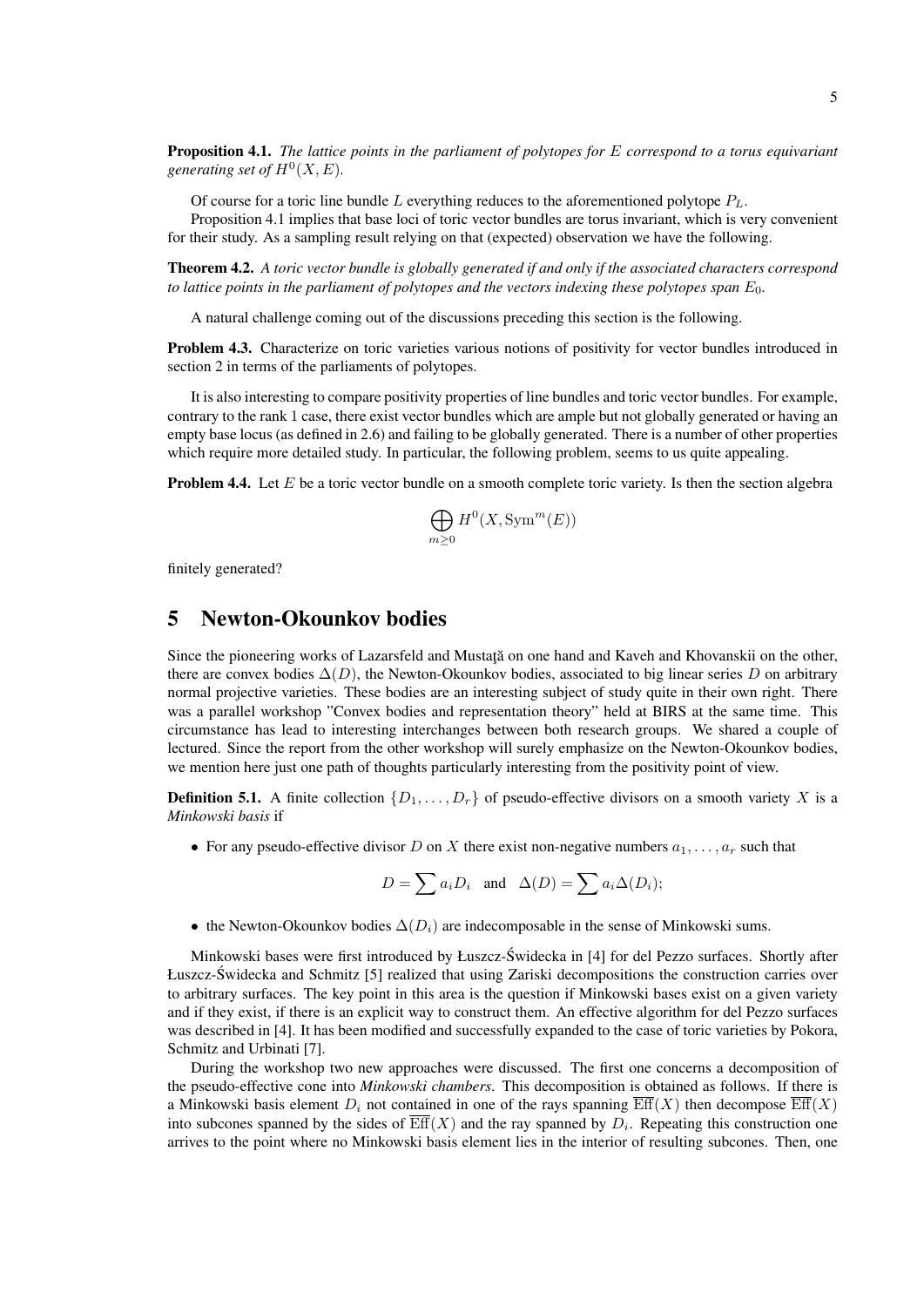**Proposition 4.1.** *The lattice points in the parliament of polytopes for $E$ correspond to a torus equivariant generating set of $H^0(X, E)$.*

Of course for a toric line bundle $L$ everything reduces to the aforementioned polytope $P_L$.

Proposition 4.1 implies that base loci of toric vector bundles are torus invariant, which is very convenient for their study. As a sampling result relying on that (expected) observation we have the following.

**Theorem 4.2.** *A toric vector bundle is globally generated if and only if the associated characters correspond to lattice points in the parliament of polytopes and the vectors indexing these polytopes span $E_0$.*

A natural challenge coming out of the discussions preceding this section is the following.

**Problem 4.3.** Characterize on toric varieties various notions of positivity for vector bundles introduced in section 2 in terms of the parliaments of polytopes.

It is also interesting to compare positivity properties of line bundles and toric vector bundles. For example, contrary to the rank 1 case, there exist vector bundles which are ample but not globally generated or having an empty base locus (as defined in 2.6) and failing to be globally generated. There is a number of other properties which require more detailed study. In particular, the following problem, seems to us quite appealing.

**Problem 4.4.** Let $E$ be a toric vector bundle on a smooth complete toric variety. Is then the section algebra

$$\bigoplus_{m\geq 0} H^0(X, \mathrm{Sym}^m(E))$$

finitely generated?

# 5 Newton-Okounkov bodies

Since the pioneering works of Lazarsfeld and Mustaţă on one hand and Kaveh and Khovanskii on the other, there are convex bodies $\Delta(D)$, the Newton-Okounkov bodies, associated to big linear series $D$ on arbitrary normal projective varieties. These bodies are an interesting subject of study quite in their own right. There was a parallel workshop "Convex bodies and representation theory" held at BIRS at the same time. This circumstance has lead to interesting interchanges between both research groups. We shared a couple of lectured. Since the report from the other workshop will surely emphasize on the Newton-Okounkov bodies, we mention here just one path of thoughts particularly interesting from the positivity point of view.

**Definition 5.1.** A finite collection $\{D_1, \ldots, D_r\}$ of pseudo-effective divisors on a smooth variety $X$ is a *Minkowski basis* if

- For any pseudo-effective divisor $D$ on $X$ there exist non-negative numbers $a_1, \ldots, a_r$ such that

$$D = \sum a_i D_i \quad \text{and} \quad \Delta(D) = \sum a_i \Delta(D_i);$$

- the Newton-Okounkov bodies $\Delta(D_i)$ are indecomposable in the sense of Minkowski sums.

Minkowski bases were first introduced by Łuszcz-Świdecka in [4] for del Pezzo surfaces. Shortly after Łuszcz-Świdecka and Schmitz [5] realized that using Zariski decompositions the construction carries over to arbitrary surfaces. The key point in this area is the question if Minkowski bases exist on a given variety and if they exist, if there is an explicit way to construct them. An effective algorithm for del Pezzo surfaces was described in [4]. It has been modified and successfully expanded to the case of toric varieties by Pokora, Schmitz and Urbinati [7].

During the workshop two new approaches were discussed. The first one concerns a decomposition of the pseudo-effective cone into *Minkowski chambers*. This decomposition is obtained as follows. If there is a Minkowski basis element $D_i$ not contained in one of the rays spanning $\overline{\mathrm{Eff}}(X)$ then decompose $\overline{\mathrm{Eff}}(X)$ into subcones spanned by the sides of $\overline{\mathrm{Eff}}(X)$ and the ray spanned by $D_i$. Repeating this construction one arrives to the point where no Minkowski basis element lies in the interior of resulting subcones. Then, one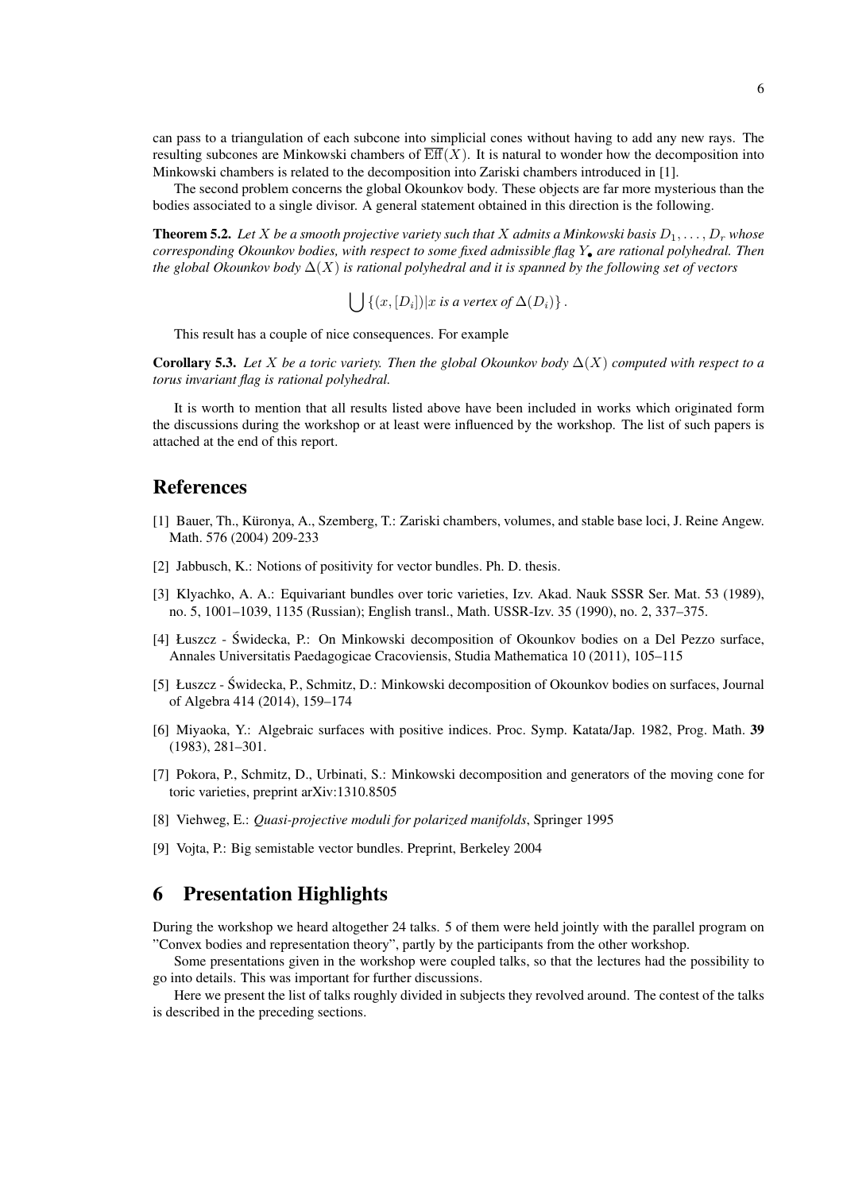can pass to a triangulation of each subcone into simplicial cones without having to add any new rays. The resulting subcones are Minkowski chambers of $\overline{\text{Eff}}(X)$. It is natural to wonder how the decomposition into Minkowski chambers is related to the decomposition into Zariski chambers introduced in [1].

The second problem concerns the global Okounkov body. These objects are far more mysterious than the bodies associated to a single divisor. A general statement obtained in this direction is the following.

**Theorem 5.2.** *Let $X$ be a smooth projective variety such that $X$ admits a Minkowski basis $D_1, \ldots, D_r$ whose corresponding Okounkov bodies, with respect to some fixed admissible flag $Y_\bullet$ are rational polyhedral. Then the global Okounkov body $\Delta(X)$ is rational polyhedral and it is spanned by the following set of vectors*

$$\bigcup \{(x, [D_i]) | x \text{ is a vertex of } \Delta(D_i)\}.$$

This result has a couple of nice consequences. For example

**Corollary 5.3.** *Let $X$ be a toric variety. Then the global Okounkov body $\Delta(X)$ computed with respect to a torus invariant flag is rational polyhedral.*

It is worth to mention that all results listed above have been included in works which originated form the discussions during the workshop or at least were influenced by the workshop. The list of such papers is attached at the end of this report.

## References

[1] Bauer, Th., Küronya, A., Szemberg, T.: Zariski chambers, volumes, and stable base loci, J. Reine Angew. Math. 576 (2004) 209-233

[2] Jabbusch, K.: Notions of positivity for vector bundles. Ph. D. thesis.

[3] Klyachko, A. A.: Equivariant bundles over toric varieties, Izv. Akad. Nauk SSSR Ser. Mat. 53 (1989), no. 5, 1001–1039, 1135 (Russian); English transl., Math. USSR-Izv. 35 (1990), no. 2, 337–375.

[4] Łuszcz - Świdecka, P.: On Minkowski decomposition of Okounkov bodies on a Del Pezzo surface, Annales Universitatis Paedagogicae Cracoviensis, Studia Mathematica 10 (2011), 105–115

[5] Łuszcz - Świdecka, P., Schmitz, D.: Minkowski decomposition of Okounkov bodies on surfaces, Journal of Algebra 414 (2014), 159–174

[6] Miyaoka, Y.: Algebraic surfaces with positive indices. Proc. Symp. Katata/Jap. 1982, Prog. Math. **39** (1983), 281–301.

[7] Pokora, P., Schmitz, D., Urbinati, S.: Minkowski decomposition and generators of the moving cone for toric varieties, preprint arXiv:1310.8505

[8] Viehweg, E.: *Quasi-projective moduli for polarized manifolds*, Springer 1995

[9] Vojta, P.: Big semistable vector bundles. Preprint, Berkeley 2004

# 6 Presentation Highlights

During the workshop we heard altogether 24 talks. 5 of them were held jointly with the parallel program on "Convex bodies and representation theory", partly by the participants from the other workshop.

Some presentations given in the workshop were coupled talks, so that the lectures had the possibility to go into details. This was important for further discussions.

Here we present the list of talks roughly divided in subjects they revolved around. The contest of the talks is described in the preceding sections.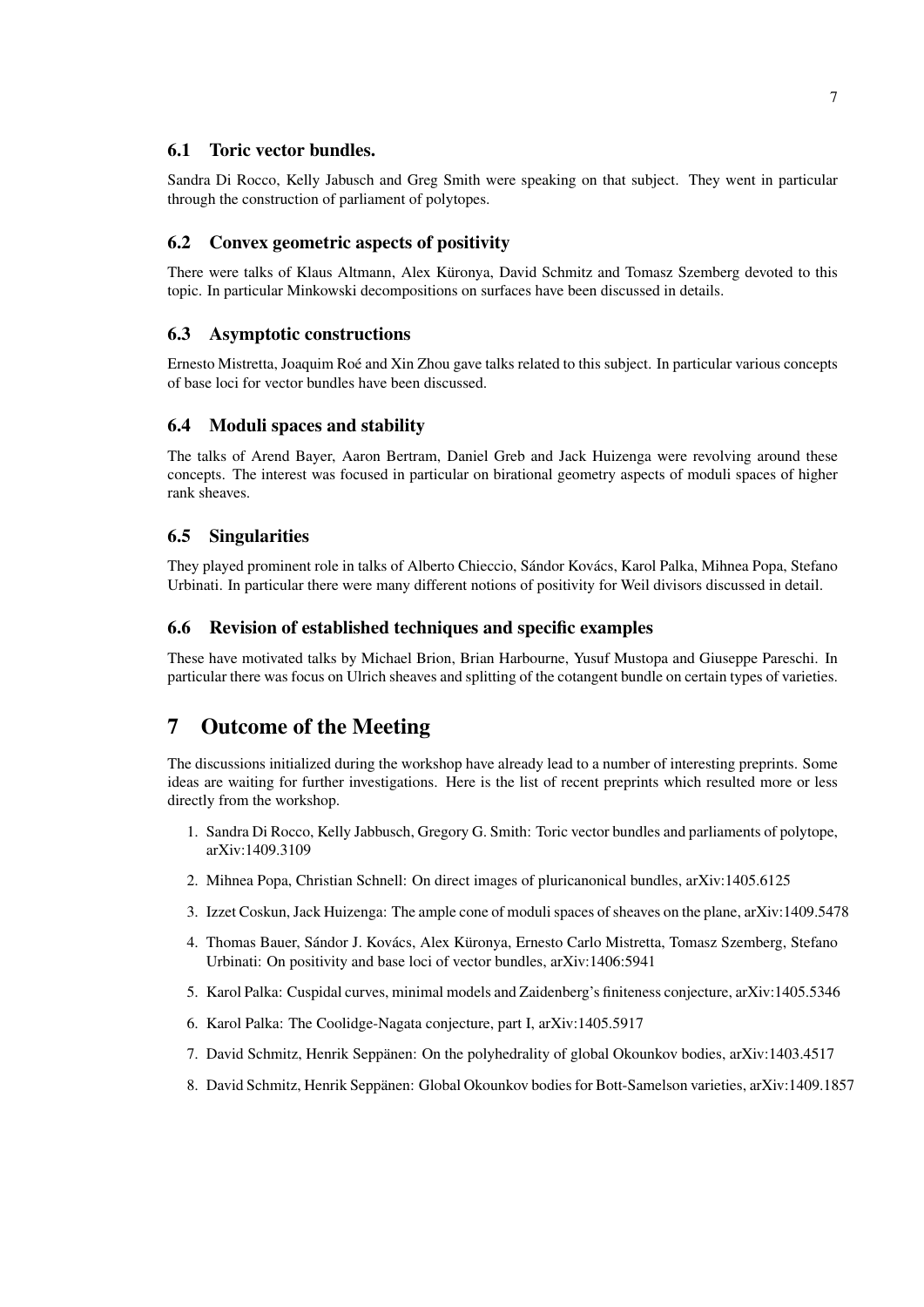### 6.1 Toric vector bundles.

Sandra Di Rocco, Kelly Jabusch and Greg Smith were speaking on that subject. They went in particular through the construction of parliament of polytopes.

### 6.2 Convex geometric aspects of positivity

There were talks of Klaus Altmann, Alex Küronya, David Schmitz and Tomasz Szemberg devoted to this topic. In particular Minkowski decompositions on surfaces have been discussed in details.

### 6.3 Asymptotic constructions

Ernesto Mistretta, Joaquim Roé and Xin Zhou gave talks related to this subject. In particular various concepts of base loci for vector bundles have been discussed.

### 6.4 Moduli spaces and stability

The talks of Arend Bayer, Aaron Bertram, Daniel Greb and Jack Huizenga were revolving around these concepts. The interest was focused in particular on birational geometry aspects of moduli spaces of higher rank sheaves.

### 6.5 Singularities

They played prominent role in talks of Alberto Chieccio, Sándor Kovács, Karol Palka, Mihnea Popa, Stefano Urbinati. In particular there were many different notions of positivity for Weil divisors discussed in detail.

### 6.6 Revision of established techniques and specific examples

These have motivated talks by Michael Brion, Brian Harbourne, Yusuf Mustopa and Giuseppe Pareschi. In particular there was focus on Ulrich sheaves and splitting of the cotangent bundle on certain types of varieties.

## 7 Outcome of the Meeting

The discussions initialized during the workshop have already lead to a number of interesting preprints. Some ideas are waiting for further investigations. Here is the list of recent preprints which resulted more or less directly from the workshop.

1. Sandra Di Rocco, Kelly Jabbusch, Gregory G. Smith: Toric vector bundles and parliaments of polytope, arXiv:1409.3109
2. Mihnea Popa, Christian Schnell: On direct images of pluricanonical bundles, arXiv:1405.6125
3. Izzet Coskun, Jack Huizenga: The ample cone of moduli spaces of sheaves on the plane, arXiv:1409.5478
4. Thomas Bauer, Sándor J. Kovács, Alex Küronya, Ernesto Carlo Mistretta, Tomasz Szemberg, Stefano Urbinati: On positivity and base loci of vector bundles, arXiv:1406:5941
5. Karol Palka: Cuspidal curves, minimal models and Zaidenberg's finiteness conjecture, arXiv:1405.5346
6. Karol Palka: The Coolidge-Nagata conjecture, part I, arXiv:1405.5917
7. David Schmitz, Henrik Seppänen: On the polyhedrality of global Okounkov bodies, arXiv:1403.4517
8. David Schmitz, Henrik Seppänen: Global Okounkov bodies for Bott-Samelson varieties, arXiv:1409.1857